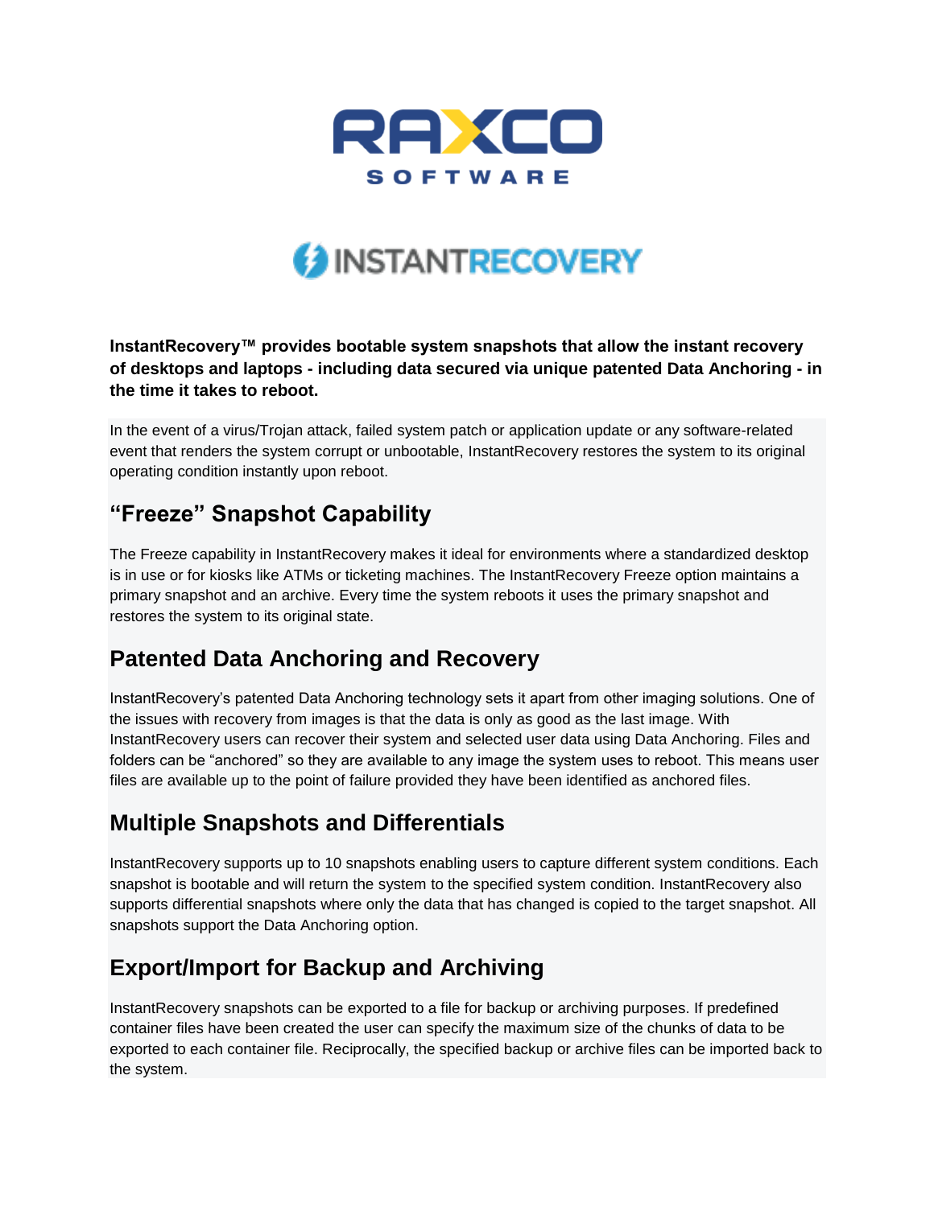RAXCO SOFTWARE

INSTANTRECOVERY

**InstantRecovery™ provides bootable system snapshots that allow the instant recovery of desktops and laptops - including data secured via unique patented Data Anchoring - in the time it takes to reboot.**

In the event of a virus/Trojan attack, failed system patch or application update or any software-related event that renders the system corrupt or unbootable, InstantRecovery restores the system to its original operating condition instantly upon reboot.

## “Freeze” Snapshot Capability

The Freeze capability in InstantRecovery makes it ideal for environments where a standardized desktop is in use or for kiosks like ATMs or ticketing machines. The InstantRecovery Freeze option maintains a primary snapshot and an archive. Every time the system reboots it uses the primary snapshot and restores the system to its original state.

## Patented Data Anchoring and Recovery

InstantRecovery’s patented Data Anchoring technology sets it apart from other imaging solutions. One of the issues with recovery from images is that the data is only as good as the last image. With InstantRecovery users can recover their system and selected user data using Data Anchoring. Files and folders can be “anchored” so they are available to any image the system uses to reboot. This means user files are available up to the point of failure provided they have been identified as anchored files.

## Multiple Snapshots and Differentials

InstantRecovery supports up to 10 snapshots enabling users to capture different system conditions. Each snapshot is bootable and will return the system to the specified system condition. InstantRecovery also supports differential snapshots where only the data that has changed is copied to the target snapshot. All snapshots support the Data Anchoring option.

## Export/Import for Backup and Archiving

InstantRecovery snapshots can be exported to a file for backup or archiving purposes. If predefined container files have been created the user can specify the maximum size of the chunks of data to be exported to each container file. Reciprocally, the specified backup or archive files can be imported back to the system.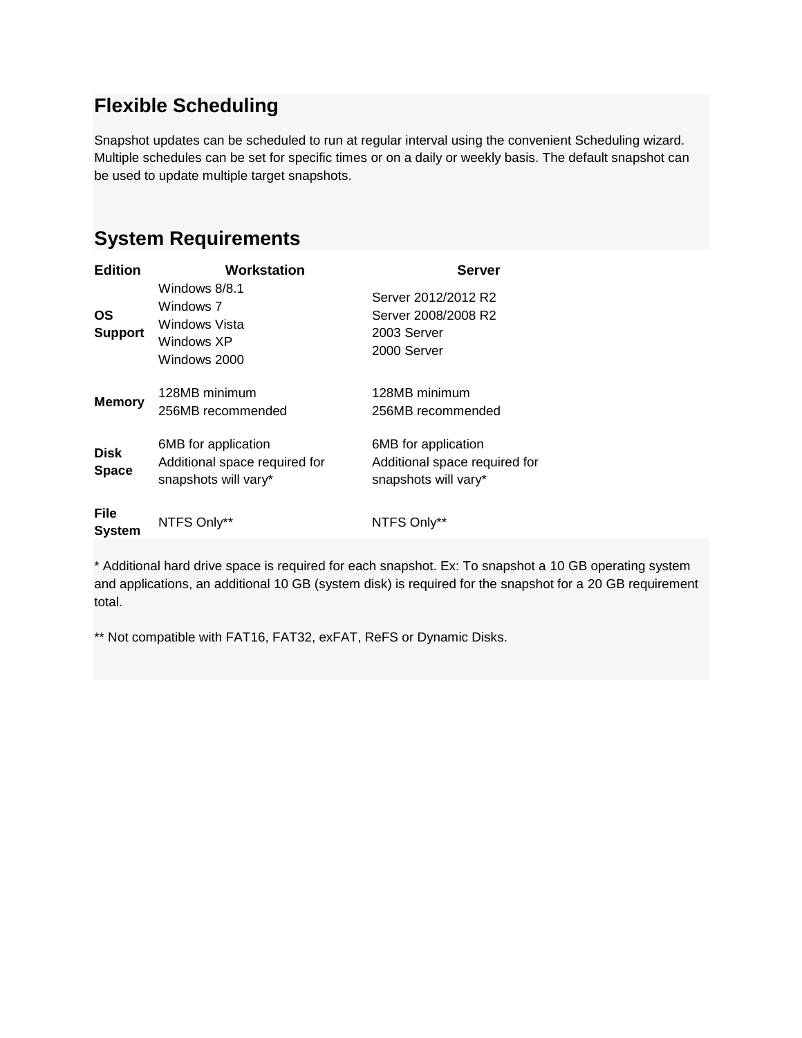## Flexible Scheduling

Snapshot updates can be scheduled to run at regular interval using the convenient Scheduling wizard. Multiple schedules can be set for specific times or on a daily or weekly basis. The default snapshot can be used to update multiple target snapshots.

## System Requirements

| Edition | Workstation | Server |
| --- | --- | --- |
| OS Support | Windows 8/8.1<br>Windows 7<br>Windows Vista<br>Windows XP<br>Windows 2000 | Server 2012/2012 R2<br>Server 2008/2008 R2<br>2003 Server<br>2000 Server |
| Memory | 128MB minimum<br>256MB recommended | 128MB minimum<br>256MB recommended |
| Disk Space | 6MB for application<br>Additional space required for snapshots will vary* | 6MB for application<br>Additional space required for snapshots will vary* |
| File System | NTFS Only** | NTFS Only** |

* Additional hard drive space is required for each snapshot. Ex: To snapshot a 10 GB operating system and applications, an additional 10 GB (system disk) is required for the snapshot for a 20 GB requirement total.

** Not compatible with FAT16, FAT32, exFAT, ReFS or Dynamic Disks.